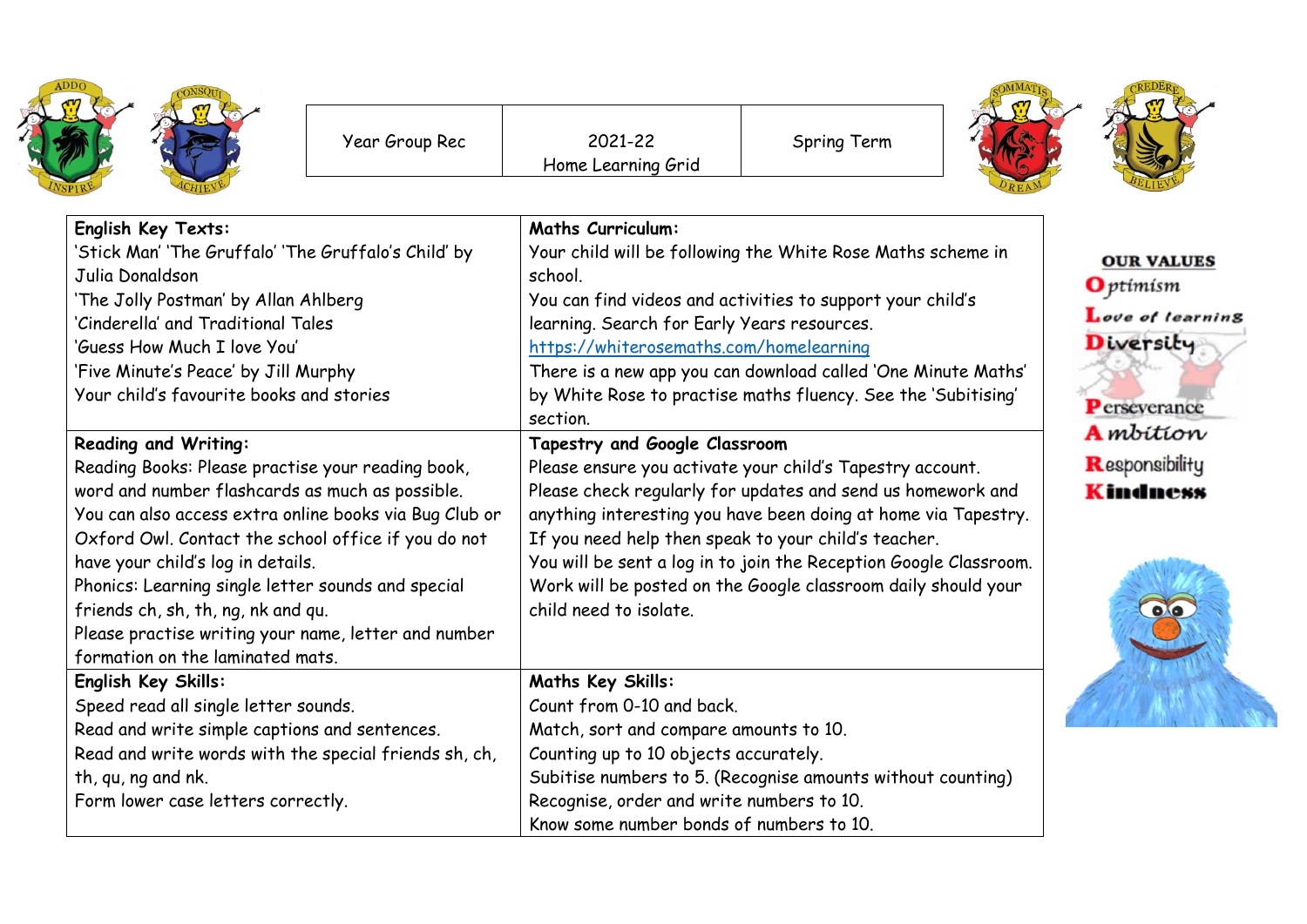| Year Group Rec | 2021-22 Home Learning Grid | Spring Term |
|---|---|---|

| **English Key Texts:** | **Maths Curriculum:** |
|---|---|
| 'Stick Man' 'The Gruffalo' 'The Gruffalo's Child' by Julia Donaldson<br>'The Jolly Postman' by Allan Ahlberg<br>'Cinderella' and Traditional Tales<br>'Guess How Much I love You'<br>'Five Minute's Peace' by Jill Murphy<br>Your child's favourite books and stories | Your child will be following the White Rose Maths scheme in school.<br>You can find videos and activities to support your child's learning. Search for Early Years resources.<br>https://whiterosemaths.com/homelearning<br>There is a new app you can download called 'One Minute Maths' by White Rose to practise maths fluency. See the 'Subitising' section. |
| **Reading and Writing:**<br>Reading Books: Please practise your reading book, word and number flashcards as much as possible.<br>You can also access extra online books via Bug Club or Oxford Owl. Contact the school office if you do not have your child's log in details.<br>Phonics: Learning single letter sounds and special friends ch, sh, th, ng, nk and qu.<br>Please practise writing your name, letter and number formation on the laminated mats. | **Tapestry and Google Classroom**<br>Please ensure you activate your child's Tapestry account.<br>Please check regularly for updates and send us homework and anything interesting you have been doing at home via Tapestry.<br>If you need help then speak to your child's teacher.<br>You will be sent a log in to join the Reception Google Classroom.<br>Work will be posted on the Google classroom daily should your child need to isolate. |
| **English Key Skills:**<br>Speed read all single letter sounds.<br>Read and write simple captions and sentences.<br>Read and write words with the special friends sh, ch, th, qu, ng and nk.<br>Form lower case letters correctly. | **Maths Key Skills:**<br>Count from 0-10 and back.<br>Match, sort and compare amounts to 10.<br>Counting up to 10 objects accurately.<br>Subitise numbers to 5. (Recognise amounts without counting)<br>Recognise, order and write numbers to 10.<br>Know some number bonds of numbers to 10. |

**OUR VALUES**

- **O**ptimism
- **L**ove of learning
- **D**iversity
- **P**erseverance
- **A**mbition
- **R**esponsibility
- **K**indness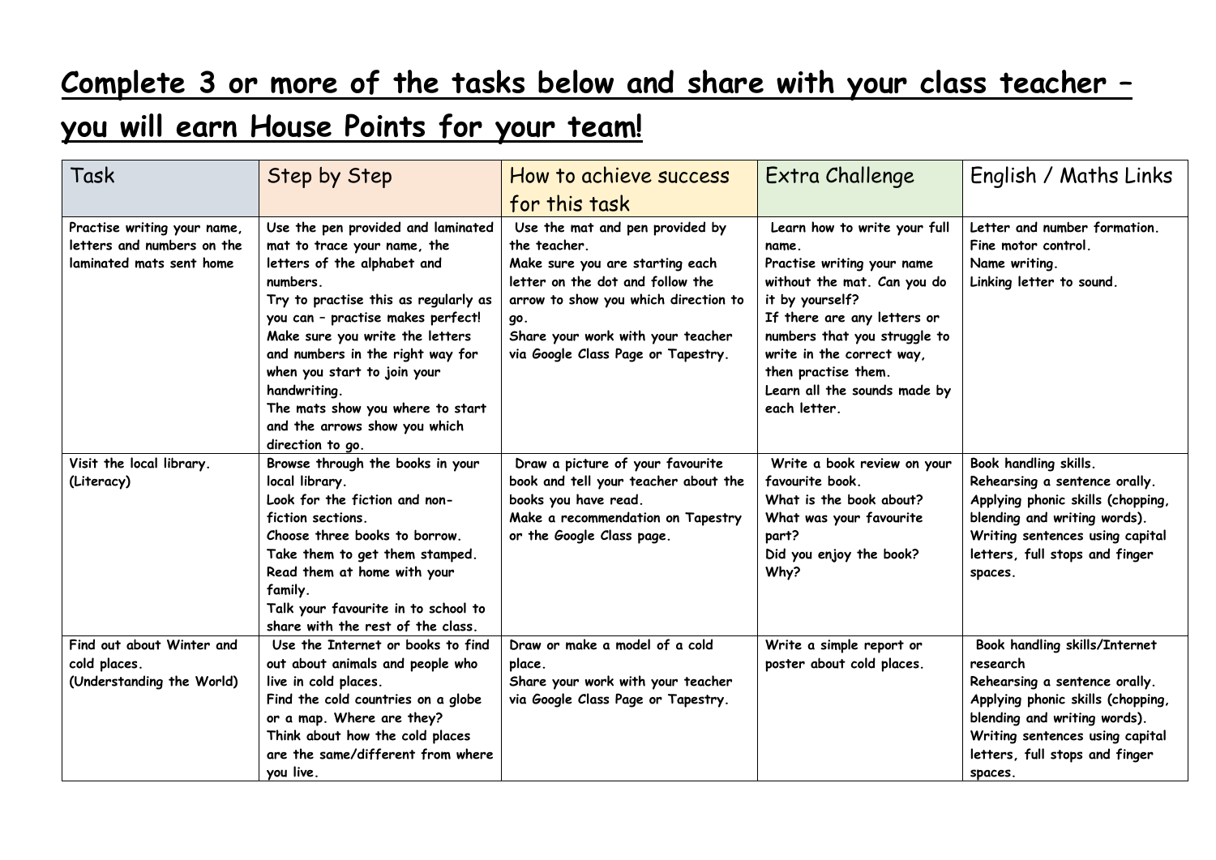# Complete 3 or more of the tasks below and share with your class teacher – you will earn House Points for your team!

| Task | Step by Step | How to achieve success for this task | Extra Challenge | English / Maths Links |
|---|---|---|---|---|
| **Practise writing your name, letters and numbers on the laminated mats sent home** | **Use the pen provided and laminated mat to trace your name, the letters of the alphabet and numbers.<br>Try to practise this as regularly as you can – practise makes perfect!<br>Make sure you write the letters and numbers in the right way for when you start to join your handwriting.<br>The mats show you where to start and the arrows show you which direction to go.** | **Use the mat and pen provided by the teacher.<br>Make sure you are starting each letter on the dot and follow the arrow to show you which direction to go.<br>Share your work with your teacher via Google Class Page or Tapestry.** | **Learn how to write your full name.<br>Practise writing your name without the mat. Can you do it by yourself?<br>If there are any letters or numbers that you struggle to write in the correct way, then practise them.<br>Learn all the sounds made by each letter.** | **Letter and number formation.<br>Fine motor control.<br>Name writing.<br>Linking letter to sound.** |
| **Visit the local library. (Literacy)** | **Browse through the books in your local library.<br>Look for the fiction and non-fiction sections.<br>Choose three books to borrow.<br>Take them to get them stamped.<br>Read them at home with your family.<br>Talk your favourite in to school to share with the rest of the class.** | **Draw a picture of your favourite book and tell your teacher about the books you have read.<br>Make a recommendation on Tapestry or the Google Class page.** | **Write a book review on your favourite book.<br>What is the book about?<br>What was your favourite part?<br>Did you enjoy the book? Why?** | **Book handling skills.<br>Rehearsing a sentence orally.<br>Applying phonic skills (chopping, blending and writing words).<br>Writing sentences using capital letters, full stops and finger spaces.** |
| **Find out about Winter and cold places. (Understanding the World)** | **Use the Internet or books to find out about animals and people who live in cold places.<br>Find the cold countries on a globe or a map. Where are they?<br>Think about how the cold places are the same/different from where you live.** | **Draw or make a model of a cold place.<br>Share your work with your teacher via Google Class Page or Tapestry.** | **Write a simple report or poster about cold places.** | **Book handling skills/Internet research<br>Rehearsing a sentence orally.<br>Applying phonic skills (chopping, blending and writing words).<br>Writing sentences using capital letters, full stops and finger spaces.** |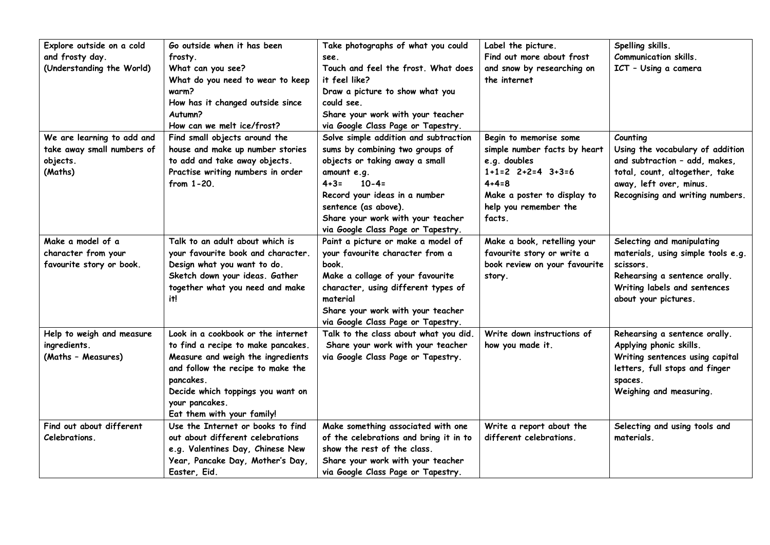| Explore outside on a cold and frosty day. (Understanding the World) | Go outside when it has been frosty.<br>What can you see?<br>What do you need to wear to keep warm?<br>How has it changed outside since Autumn?<br>How can we melt ice/frost? | Take photographs of what you could see.<br>Touch and feel the frost. What does it feel like?<br>Draw a picture to show what you could see.<br>Share your work with your teacher via Google Class Page or Tapestry. | Label the picture.<br>Find out more about frost and snow by researching on the internet | Spelling skills.<br>Communication skills.<br>ICT – Using a camera |
|---|---|---|---|---|
| We are learning to add and take away small numbers of objects. (Maths) | Find small objects around the house and make up number stories to add and take away objects.<br>Practise writing numbers in order from 1-20. | Solve simple addition and subtraction sums by combining two groups of objects or taking away a small amount e.g.<br>$4+3=$ $10-4=$<br>Record your ideas in a number sentence (as above).<br>Share your work with your teacher via Google Class Page or Tapestry. | Begin to memorise some simple number facts by heart e.g. doubles<br>$1+1=2$ $2+2=4$ $3+3=6$ $4+4=8$<br>Make a poster to display to help you remember the facts. | Counting<br>Using the vocabulary of addition and subtraction – add, makes, total, count, altogether, take away, left over, minus.<br>Recognising and writing numbers. |
| Make a model of a character from your favourite story or book. | Talk to an adult about which is your favourite book and character.<br>Design what you want to do.<br>Sketch down your ideas. Gather together what you need and make it! | Paint a picture or make a model of your favourite character from a book.<br>Make a collage of your favourite character, using different types of material<br>Share your work with your teacher via Google Class Page or Tapestry. | Make a book, retelling your favourite story or write a book review on your favourite story. | Selecting and manipulating materials, using simple tools e.g. scissors.<br>Rehearsing a sentence orally.<br>Writing labels and sentences about your pictures. |
| Help to weigh and measure ingredients. (Maths – Measures) | Look in a cookbook or the internet to find a recipe to make pancakes.<br>Measure and weigh the ingredients and follow the recipe to make the pancakes.<br>Decide which toppings you want on your pancakes.<br>Eat them with your family! | Talk to the class about what you did.<br>Share your work with your teacher via Google Class Page or Tapestry. | Write down instructions of how you made it. | Rehearsing a sentence orally.<br>Applying phonic skills.<br>Writing sentences using capital letters, full stops and finger spaces.<br>Weighing and measuring. |
| Find out about different Celebrations. | Use the Internet or books to find out about different celebrations e.g. Valentines Day, Chinese New Year, Pancake Day, Mother's Day, Easter, Eid. | Make something associated with one of the celebrations and bring it in to show the rest of the class.<br>Share your work with your teacher via Google Class Page or Tapestry. | Write a report about the different celebrations. | Selecting and using tools and materials. |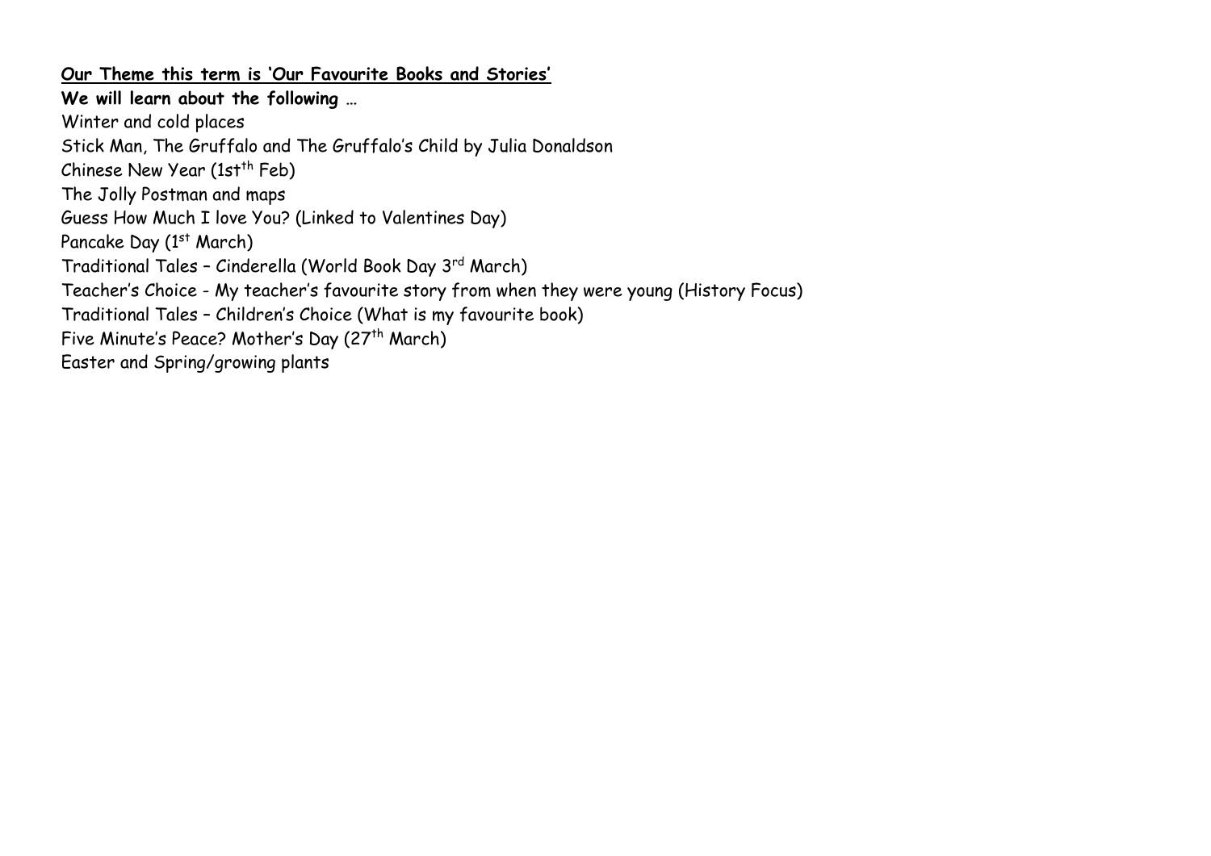**<u>Our Theme this term is 'Our Favourite Books and Stories'</u>**

**We will learn about the following …**

Winter and cold places

Stick Man, The Gruffalo and The Gruffalo's Child by Julia Donaldson

Chinese New Year (1st$^{th}$ Feb)

The Jolly Postman and maps

Guess How Much I love You? (Linked to Valentines Day)

Pancake Day (1$^{st}$ March)

Traditional Tales – Cinderella (World Book Day 3$^{rd}$ March)

Teacher's Choice - My teacher's favourite story from when they were young (History Focus)

Traditional Tales – Children's Choice (What is my favourite book)

Five Minute's Peace? Mother's Day (27$^{th}$ March)

Easter and Spring/growing plants